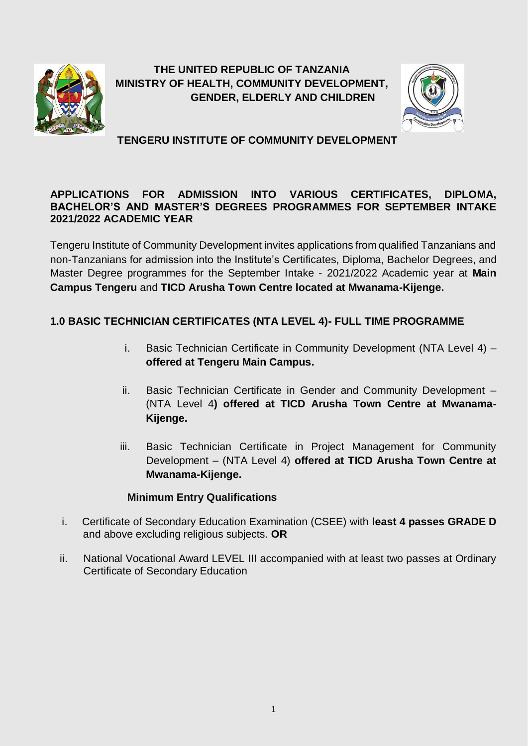**THE UNITED REPUBLIC OF TANZANIA**
**MINISTRY OF HEALTH, COMMUNITY DEVELOPMENT, GENDER, ELDERLY AND CHILDREN**

**TENGERU INSTITUTE OF COMMUNITY DEVELOPMENT**

## APPLICATIONS FOR ADMISSION INTO VARIOUS CERTIFICATES, DIPLOMA, BACHELOR'S AND MASTER'S DEGREES PROGRAMMES FOR SEPTEMBER INTAKE 2021/2022 ACADEMIC YEAR

Tengeru Institute of Community Development invites applications from qualified Tanzanians and non-Tanzanians for admission into the Institute's Certificates, Diploma, Bachelor Degrees, and Master Degree programmes for the September Intake - 2021/2022 Academic year at **Main Campus Tengeru** and **TICD Arusha Town Centre located at Mwanama-Kijenge.**

### 1.0 BASIC TECHNICIAN CERTIFICATES (NTA LEVEL 4)- FULL TIME PROGRAMME

i. Basic Technician Certificate in Community Development (NTA Level 4) – **offered at Tengeru Main Campus.**

ii. Basic Technician Certificate in Gender and Community Development – (NTA Level 4**) offered at TICD Arusha Town Centre at Mwanama-Kijenge.**

iii. Basic Technician Certificate in Project Management for Community Development – (NTA Level 4) **offered at TICD Arusha Town Centre at Mwanama-Kijenge.**

**Minimum Entry Qualifications**

i. Certificate of Secondary Education Examination (CSEE) with **least 4 passes GRADE D** and above excluding religious subjects. **OR**

ii. National Vocational Award LEVEL III accompanied with at least two passes at Ordinary Certificate of Secondary Education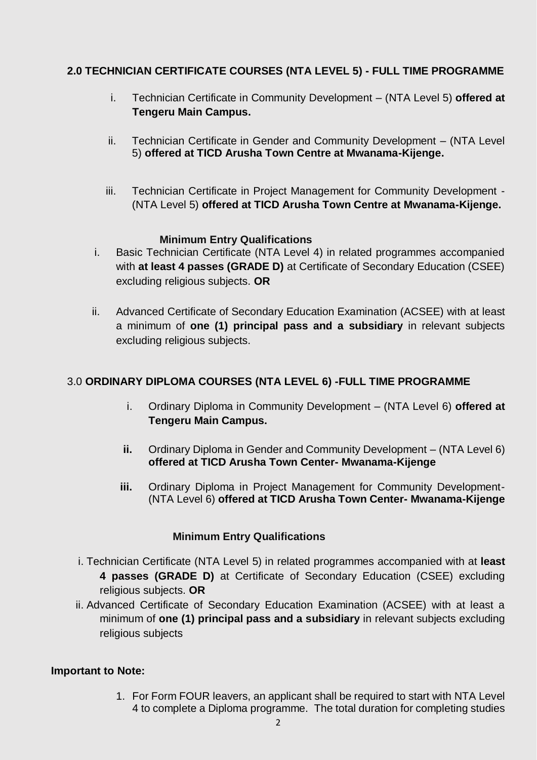## 2.0 TECHNICIAN CERTIFICATE COURSES (NTA LEVEL 5) - FULL TIME PROGRAMME

i. Technician Certificate in Community Development – (NTA Level 5) **offered at Tengeru Main Campus.**

ii. Technician Certificate in Gender and Community Development – (NTA Level 5) **offered at TICD Arusha Town Centre at Mwanama-Kijenge.**

iii. Technician Certificate in Project Management for Community Development - (NTA Level 5) **offered at TICD Arusha Town Centre at Mwanama-Kijenge.**

**Minimum Entry Qualifications**

i. Basic Technician Certificate (NTA Level 4) in related programmes accompanied with **at least 4 passes (GRADE D)** at Certificate of Secondary Education (CSEE) excluding religious subjects. **OR**

ii. Advanced Certificate of Secondary Education Examination (ACSEE) with at least a minimum of **one (1) principal pass and a subsidiary** in relevant subjects excluding religious subjects.

## 3.0 ORDINARY DIPLOMA COURSES (NTA LEVEL 6) -FULL TIME PROGRAMME

i. Ordinary Diploma in Community Development – (NTA Level 6) **offered at Tengeru Main Campus.**

**ii.** Ordinary Diploma in Gender and Community Development – (NTA Level 6) **offered at TICD Arusha Town Center- Mwanama-Kijenge**

**iii.** Ordinary Diploma in Project Management for Community Development- (NTA Level 6) **offered at TICD Arusha Town Center- Mwanama-Kijenge**

**Minimum Entry Qualifications**

i. Technician Certificate (NTA Level 5) in related programmes accompanied with at **least 4 passes (GRADE D)** at Certificate of Secondary Education (CSEE) excluding religious subjects. **OR**

ii. Advanced Certificate of Secondary Education Examination (ACSEE) with at least a minimum of **one (1) principal pass and a subsidiary** in relevant subjects excluding religious subjects

**Important to Note:**

1. For Form FOUR leavers, an applicant shall be required to start with NTA Level 4 to complete a Diploma programme. The total duration for completing studies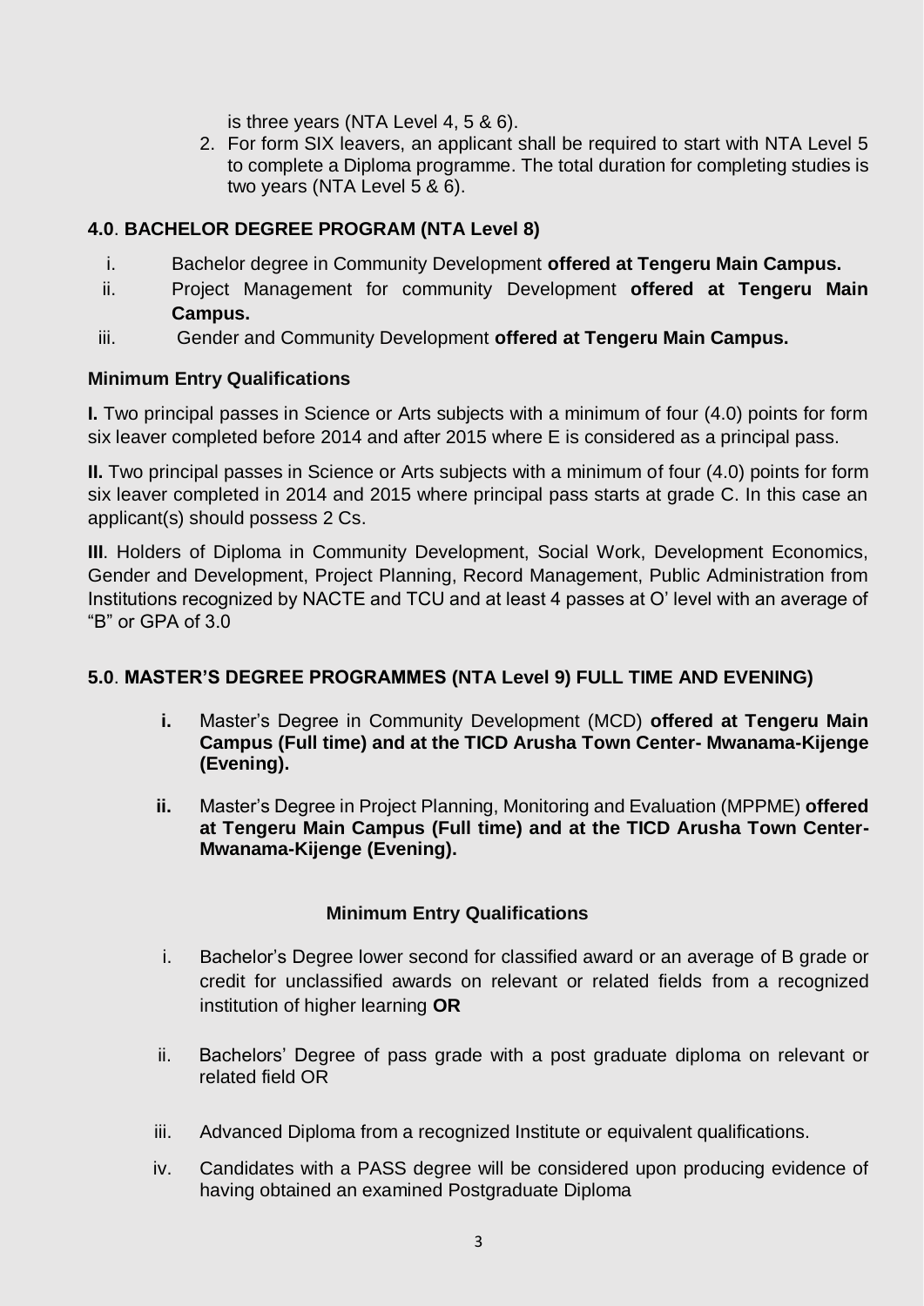is three years (NTA Level 4, 5 & 6).

2. For form SIX leavers, an applicant shall be required to start with NTA Level 5 to complete a Diploma programme. The total duration for completing studies is two years (NTA Level 5 & 6).

### 4.0. BACHELOR DEGREE PROGRAM (NTA Level 8)

i. Bachelor degree in Community Development **offered at Tengeru Main Campus.**

ii. Project Management for community Development **offered at Tengeru Main Campus.**

iii. Gender and Community Development **offered at Tengeru Main Campus.**

**Minimum Entry Qualifications**

**I.** Two principal passes in Science or Arts subjects with a minimum of four (4.0) points for form six leaver completed before 2014 and after 2015 where E is considered as a principal pass.

**II.** Two principal passes in Science or Arts subjects with a minimum of four (4.0) points for form six leaver completed in 2014 and 2015 where principal pass starts at grade C. In this case an applicant(s) should possess 2 Cs.

**III**. Holders of Diploma in Community Development, Social Work, Development Economics, Gender and Development, Project Planning, Record Management, Public Administration from Institutions recognized by NACTE and TCU and at least 4 passes at O' level with an average of "B" or GPA of 3.0

### 5.0. MASTER'S DEGREE PROGRAMMES (NTA Level 9) FULL TIME AND EVENING)

**i.** Master's Degree in Community Development (MCD) **offered at Tengeru Main Campus (Full time) and at the TICD Arusha Town Center- Mwanama-Kijenge (Evening).**

**ii.** Master's Degree in Project Planning, Monitoring and Evaluation (MPPME) **offered at Tengeru Main Campus (Full time) and at the TICD Arusha Town Center- Mwanama-Kijenge (Evening).**

**Minimum Entry Qualifications**

i. Bachelor's Degree lower second for classified award or an average of B grade or credit for unclassified awards on relevant or related fields from a recognized institution of higher learning **OR**

ii. Bachelors' Degree of pass grade with a post graduate diploma on relevant or related field OR

iii. Advanced Diploma from a recognized Institute or equivalent qualifications.

iv. Candidates with a PASS degree will be considered upon producing evidence of having obtained an examined Postgraduate Diploma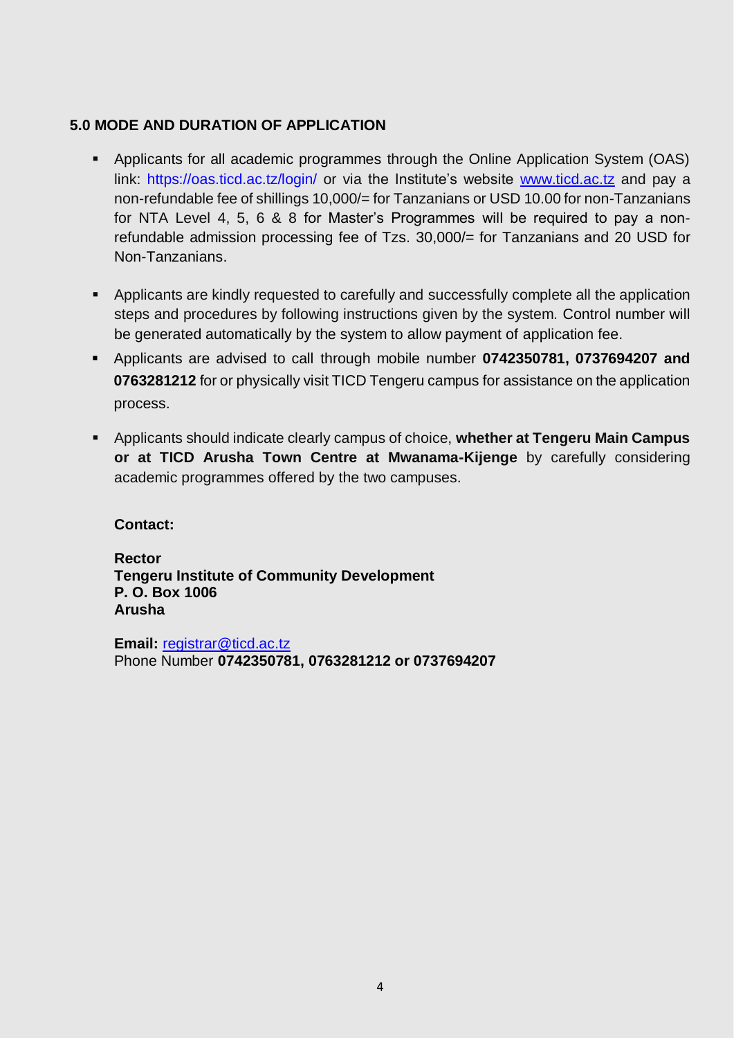### 5.0 MODE AND DURATION OF APPLICATION

- Applicants for all academic programmes through the Online Application System (OAS) link: https://oas.ticd.ac.tz/login/ or via the Institute's website [www.ticd.ac.tz](www.ticd.ac.tz) and pay a non-refundable fee of shillings 10,000/= for Tanzanians or USD 10.00 for non-Tanzanians for NTA Level 4, 5, 6 & 8 for Master's Programmes will be required to pay a non-refundable admission processing fee of Tzs. 30,000/= for Tanzanians and 20 USD for Non-Tanzanians.
- Applicants are kindly requested to carefully and successfully complete all the application steps and procedures by following instructions given by the system. Control number will be generated automatically by the system to allow payment of application fee.
- Applicants are advised to call through mobile number **0742350781, 0737694207 and 0763281212** for or physically visit TICD Tengeru campus for assistance on the application process.
- Applicants should indicate clearly campus of choice, **whether at Tengeru Main Campus or at TICD Arusha Town Centre at Mwanama-Kijenge** by carefully considering academic programmes offered by the two campuses.

**Contact:**

**Rector**
**Tengeru Institute of Community Development**
**P. O. Box 1006**
**Arusha**

**Email:** [registrar@ticd.ac.tz](mailto:registrar@ticd.ac.tz)
Phone Number **0742350781, 0763281212 or 0737694207**